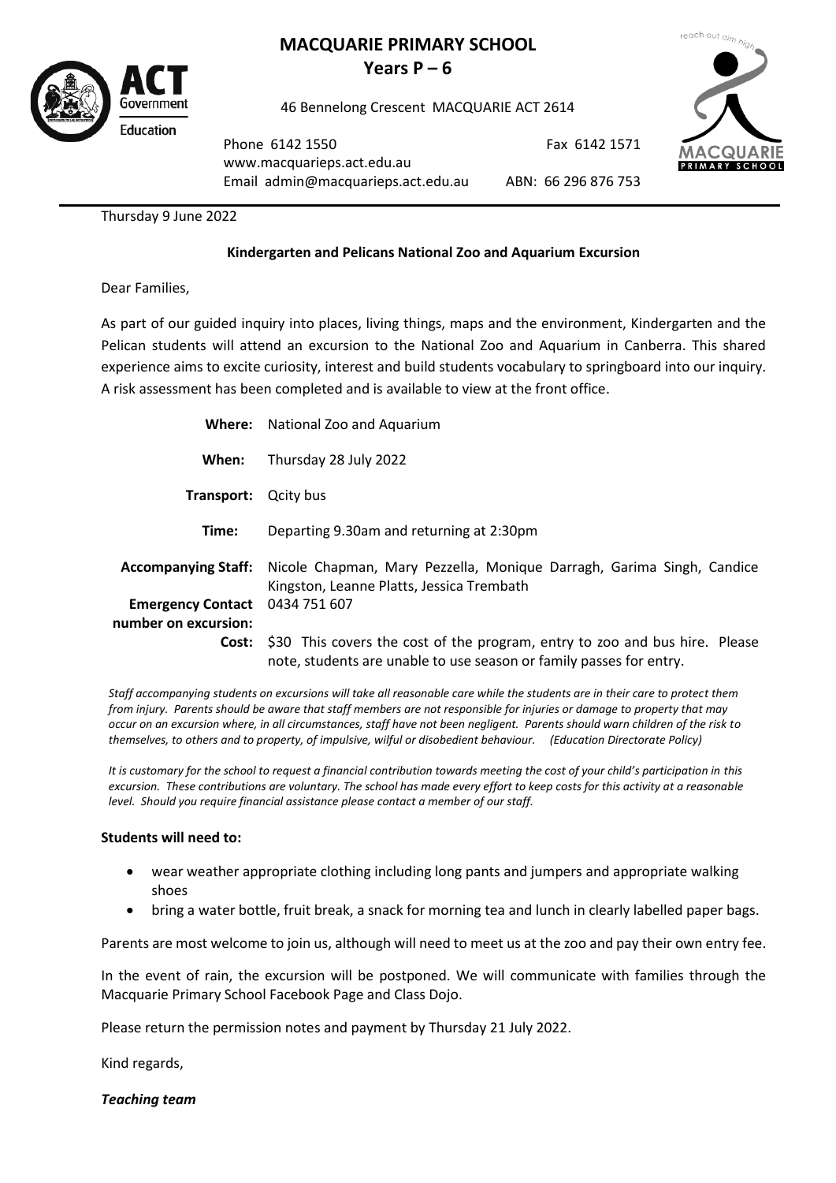# MACQUARIE PRIMARY SCHOOL

**Years P – 6**

46 Bennelong Crescent MACQUARIE ACT 2614

Phone 6142 1550 | Fax 6142 1571
www.macquarieps.act.edu.au
Email admin@macquarieps.act.edu.au | ABN: 66 296 876 753

Thursday 9 June 2022

**Kindergarten and Pelicans National Zoo and Aquarium Excursion**

Dear Families,

As part of our guided inquiry into places, living things, maps and the environment, Kindergarten and the Pelican students will attend an excursion to the National Zoo and Aquarium in Canberra. This shared experience aims to excite curiosity, interest and build students vocabulary to springboard into our inquiry. A risk assessment has been completed and is available to view at the front office.

| | |
|---|---|
| **Where:** | National Zoo and Aquarium |
| **When:** | Thursday 28 July 2022 |
| **Transport:** | Qcity bus |
| **Time:** | Departing 9.30am and returning at 2:30pm |
| **Accompanying Staff:** | Nicole Chapman, Mary Pezzella, Monique Darragh, Garima Singh, Candice Kingston, Leanne Platts, Jessica Trembath |
| **Emergency Contact number on excursion:** | 0434 751 607 |
| **Cost:** | $30 This covers the cost of the program, entry to zoo and bus hire. Please note, students are unable to use season or family passes for entry. |

*Staff accompanying students on excursions will take all reasonable care while the students are in their care to protect them from injury. Parents should be aware that staff members are not responsible for injuries or damage to property that may occur on an excursion where, in all circumstances, staff have not been negligent. Parents should warn children of the risk to themselves, to others and to property, of impulsive, wilful or disobedient behaviour. (Education Directorate Policy)*

*It is customary for the school to request a financial contribution towards meeting the cost of your child's participation in this excursion. These contributions are voluntary. The school has made every effort to keep costs for this activity at a reasonable level. Should you require financial assistance please contact a member of our staff.*

**Students will need to:**

- wear weather appropriate clothing including long pants and jumpers and appropriate walking shoes
- bring a water bottle, fruit break, a snack for morning tea and lunch in clearly labelled paper bags.

Parents are most welcome to join us, although will need to meet us at the zoo and pay their own entry fee.

In the event of rain, the excursion will be postponed. We will communicate with families through the Macquarie Primary School Facebook Page and Class Dojo.

Please return the permission notes and payment by Thursday 21 July 2022.

Kind regards,

***Teaching team***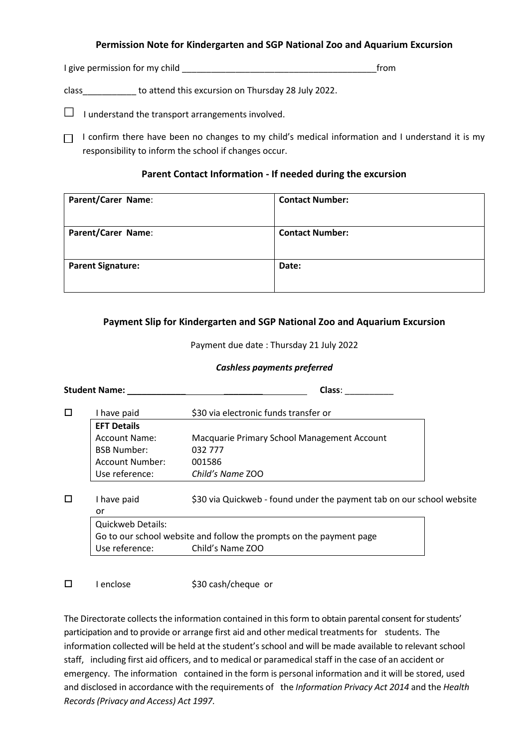### Permission Note for Kindergarten and SGP National Zoo and Aquarium Excursion

I give permission for my child ________________________________________from

class___________ to attend this excursion on Thursday 28 July 2022.

☐ I understand the transport arrangements involved.

☐ I confirm there have been no changes to my child's medical information and I understand it is my responsibility to inform the school if changes occur.

### Parent Contact Information - If needed during the excursion

| **Parent/Carer Name**: | **Contact Number:** |
|---|---|
| **Parent/Carer Name**: | **Contact Number:** |
| **Parent Signature:** | **Date:** |

### Payment Slip for Kindergarten and SGP National Zoo and Aquarium Excursion

Payment due date : Thursday 21 July 2022

***Cashless payments preferred***

**Student Name:** ______________________________ **Class**: __________

☐ I have paid $30 via electronic funds transfer or

| **EFT Details** | |
|---|---|
| Account Name: | Macquarie Primary School Management Account |
| BSB Number: | 032 777 |
| Account Number: | 001586 |
| Use reference: | *Child's Name* ZOO |

☐ I have paid $30 via Quickweb - found under the payment tab on our school website or

| Quickweb Details: | |
|---|---|
| Go to our school website and follow the prompts on the payment page | |
| Use reference: | Child's Name ZOO |

☐ I enclose $30 cash/cheque or

The Directorate collects the information contained in this form to obtain parental consent for students' participation and to provide or arrange first aid and other medical treatments for students. The information collected will be held at the student's school and will be made available to relevant school staff, including first aid officers, and to medical or paramedical staff in the case of an accident or emergency. The information contained in the form is personal information and it will be stored, used and disclosed in accordance with the requirements of the *Information Privacy Act 2014* and the *Health Records (Privacy and Access) Act 1997*.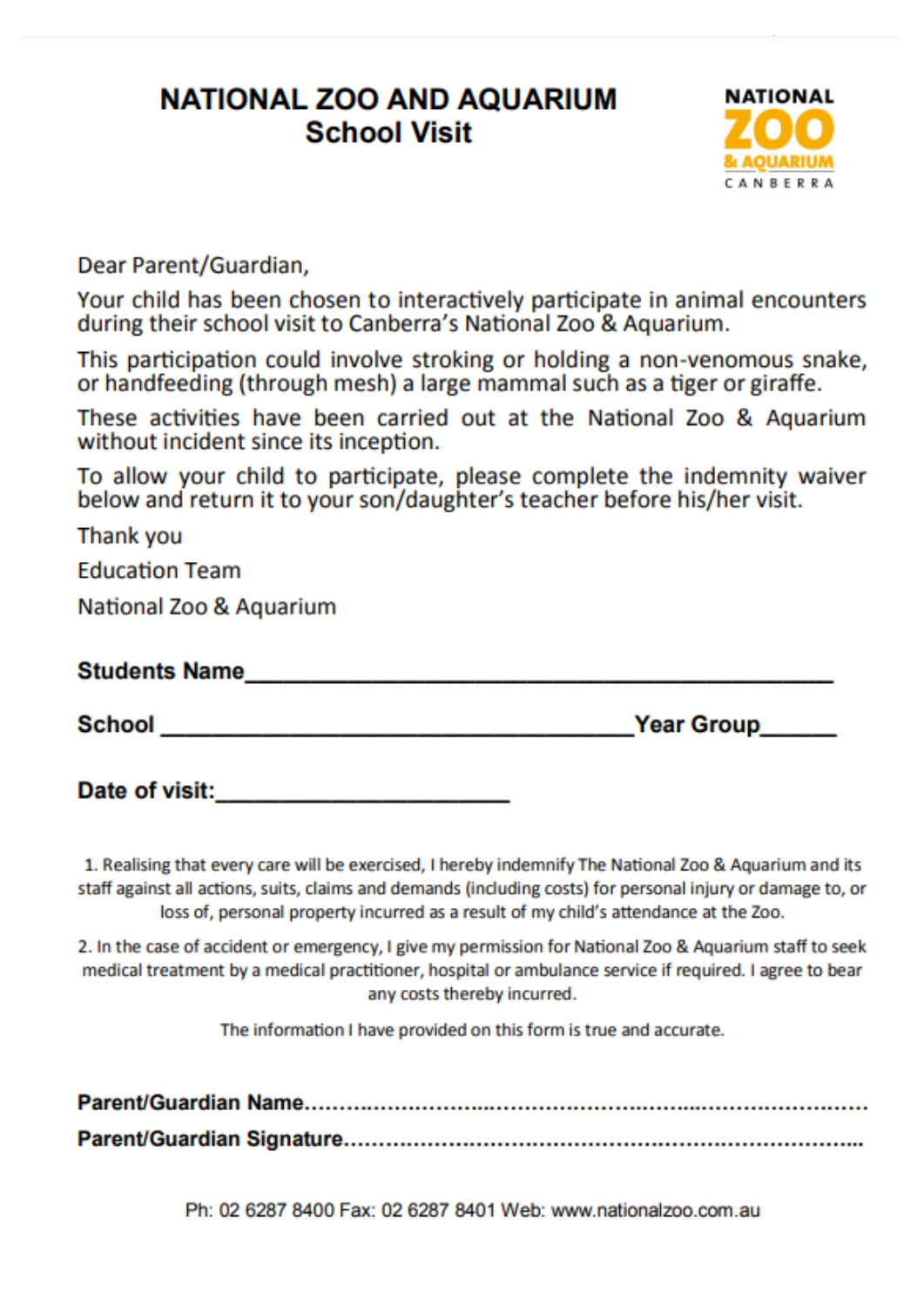# NATIONAL ZOO AND AQUARIUM
## School Visit

NATIONAL ZOO & AQUARIUM CANBERRA

Dear Parent/Guardian,

Your child has been chosen to interactively participate in animal encounters during their school visit to Canberra's National Zoo & Aquarium.

This participation could involve stroking or holding a non-venomous snake, or handfeeding (through mesh) a large mammal such as a tiger or giraffe.

These activities have been carried out at the National Zoo & Aquarium without incident since its inception.

To allow your child to participate, please complete the indemnity waiver below and return it to your son/daughter's teacher before his/her visit.

Thank you

Education Team

National Zoo & Aquarium

**Students Name**\_\_\_\_\_\_\_\_\_\_\_\_\_\_\_\_\_\_\_\_\_\_\_\_\_\_\_\_\_\_\_\_\_\_\_\_\_\_\_\_

**School** \_\_\_\_\_\_\_\_\_\_\_\_\_\_\_\_\_\_\_\_\_\_\_\_\_\_\_\_\_\_\_\_\_\_**Year Group**\_\_\_\_\_\_

**Date of visit:**\_\_\_\_\_\_\_\_\_\_\_\_\_\_\_\_\_\_\_\_\_\_

1. Realising that every care will be exercised, I hereby indemnify The National Zoo & Aquarium and its staff against all actions, suits, claims and demands (including costs) for personal injury or damage to, or loss of, personal property incurred as a result of my child's attendance at the Zoo.

2. In the case of accident or emergency, I give my permission for National Zoo & Aquarium staff to seek medical treatment by a medical practitioner, hospital or ambulance service if required. I agree to bear any costs thereby incurred.

The information I have provided on this form is true and accurate.

**Parent/Guardian Name**..............................................................................

**Parent/Guardian Signature**..........................................................................

Ph: 02 6287 8400 Fax: 02 6287 8401 Web: www.nationalzoo.com.au